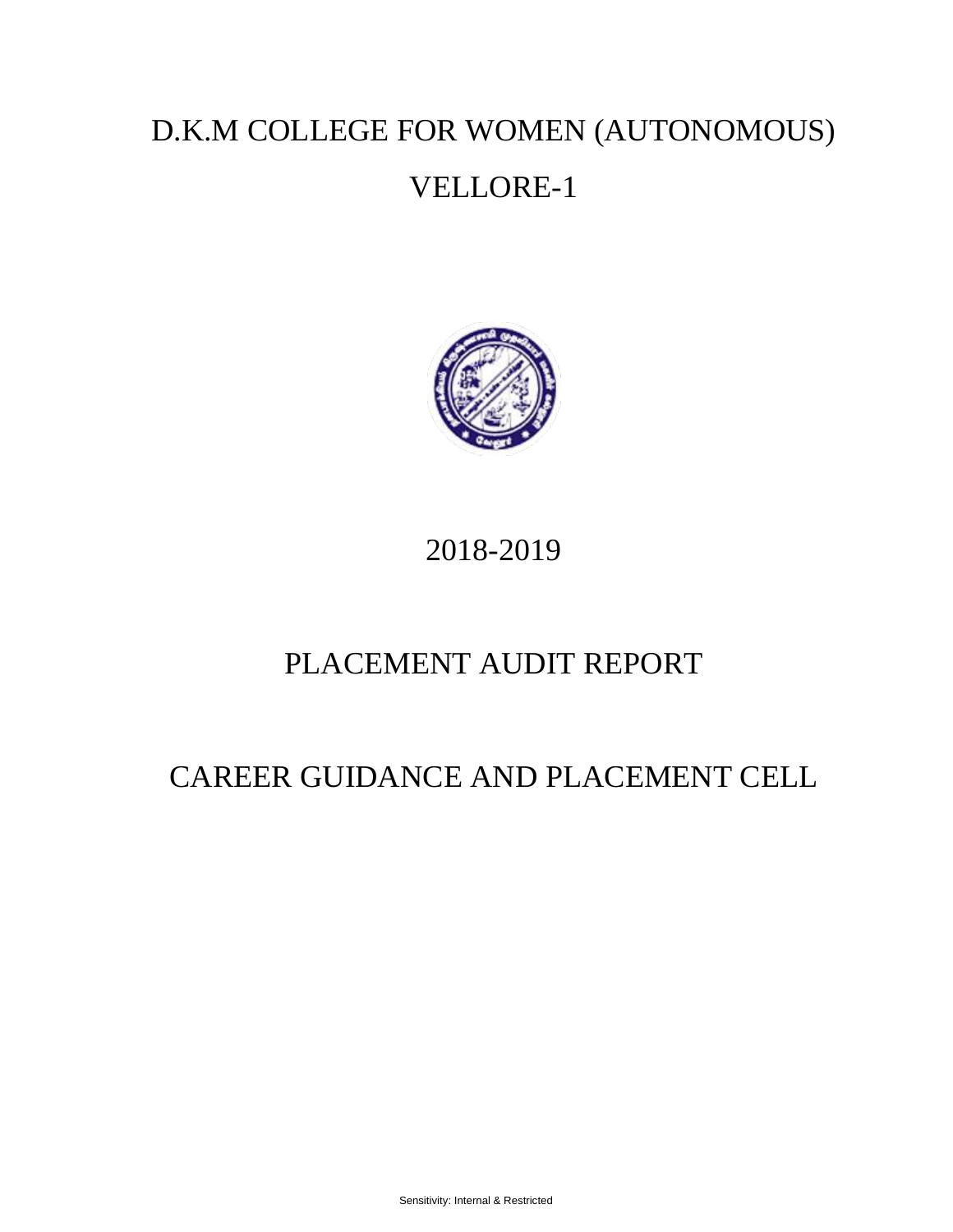# D.K.M COLLEGE FOR WOMEN (AUTONOMOUS)

# VELLORE-1

## 2018-2019

## PLACEMENT AUDIT REPORT

## CAREER GUIDANCE AND PLACEMENT CELL

Sensitivity: Internal & Restricted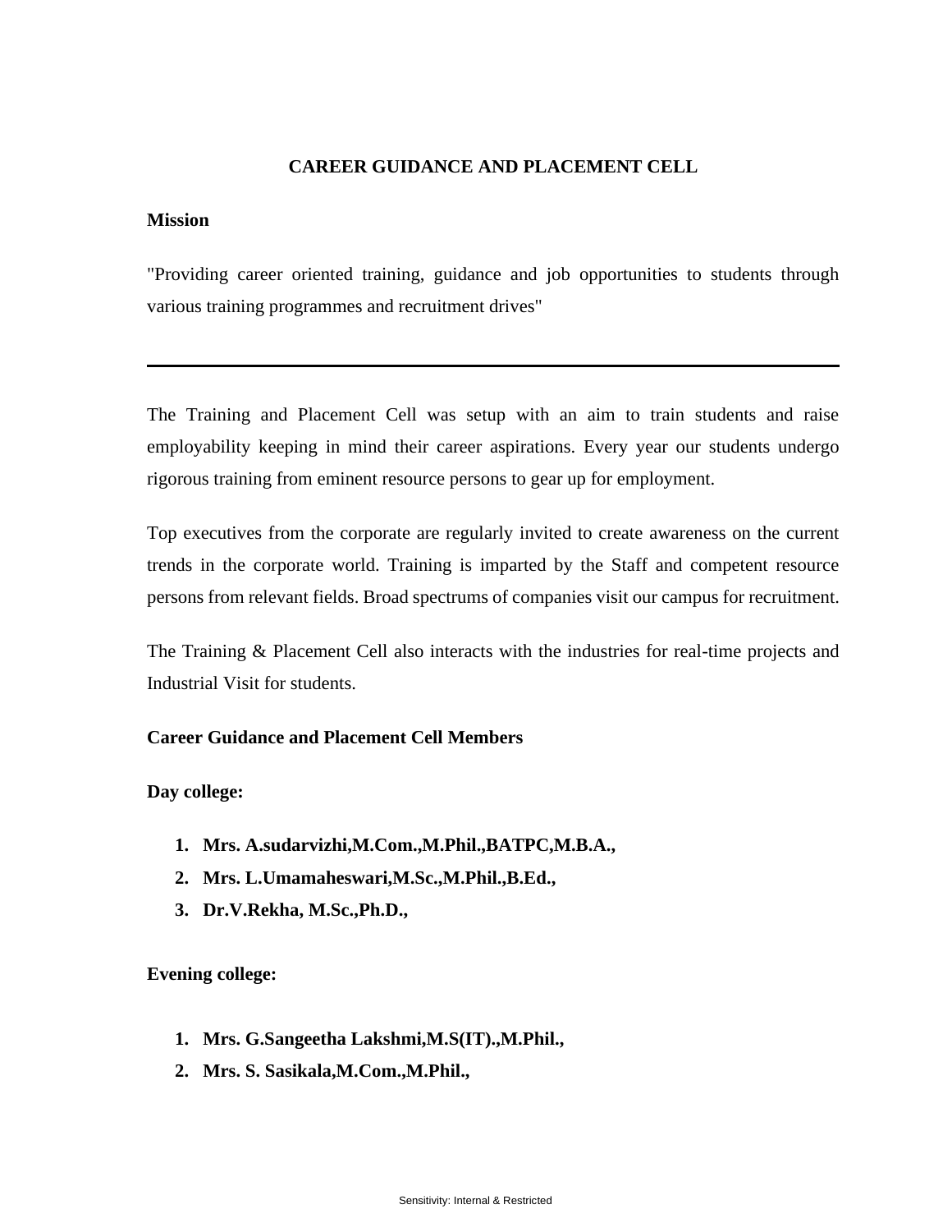# CAREER GUIDANCE AND PLACEMENT CELL

**Mission**

"Providing career oriented training, guidance and job opportunities to students through various training programmes and recruitment drives"

---

The Training and Placement Cell was setup with an aim to train students and raise employability keeping in mind their career aspirations. Every year our students undergo rigorous training from eminent resource persons to gear up for employment.

Top executives from the corporate are regularly invited to create awareness on the current trends in the corporate world. Training is imparted by the Staff and competent resource persons from relevant fields. Broad spectrums of companies visit our campus for recruitment.

The Training & Placement Cell also interacts with the industries for real-time projects and Industrial Visit for students.

**Career Guidance and Placement Cell Members**

**Day college:**

1. **Mrs. A.sudarvizhi,M.Com.,M.Phil.,BATPC,M.B.A.,**
2. **Mrs. L.Umamaheswari,M.Sc.,M.Phil.,B.Ed.,**
3. **Dr.V.Rekha, M.Sc.,Ph.D.,**

**Evening college:**

1. **Mrs. G.Sangeetha Lakshmi,M.S(IT).,M.Phil.,**
2. **Mrs. S. Sasikala,M.Com.,M.Phil.,**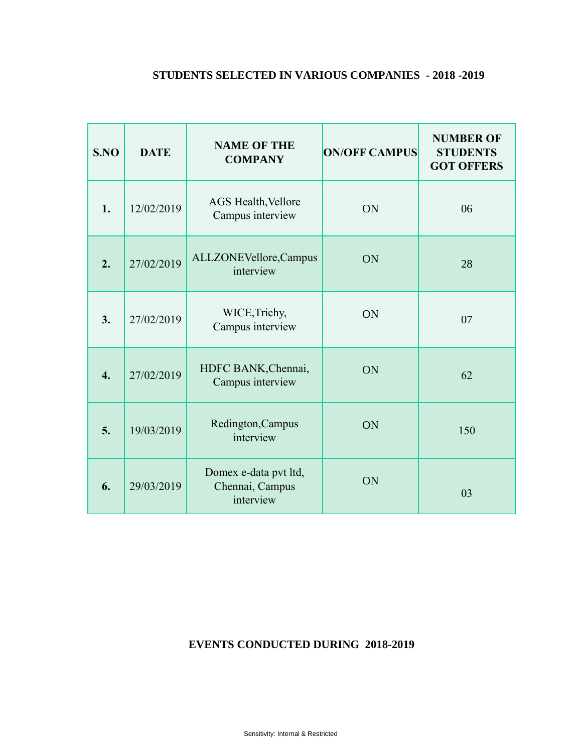## STUDENTS SELECTED IN VARIOUS COMPANIES - 2018 -2019

| S.NO | DATE | NAME OF THE COMPANY | ON/OFF CAMPUS | NUMBER OF STUDENTS GOT OFFERS |
|---|---|---|---|---|
| **1.** | 12/02/2019 | AGS Health,Vellore Campus interview | ON | 06 |
| **2.** | 27/02/2019 | ALLZONEVellore,Campus interview | ON | 28 |
| **3.** | 27/02/2019 | WICE,Trichy, Campus interview | ON | 07 |
| **4.** | 27/02/2019 | HDFC BANK,Chennai, Campus interview | ON | 62 |
| **5.** | 19/03/2019 | Redington,Campus interview | ON | 150 |
| **6.** | 29/03/2019 | Domex e-data pvt ltd, Chennai, Campus interview | ON | 03 |

## EVENTS CONDUCTED DURING 2018-2019

Sensitivity: Internal & Restricted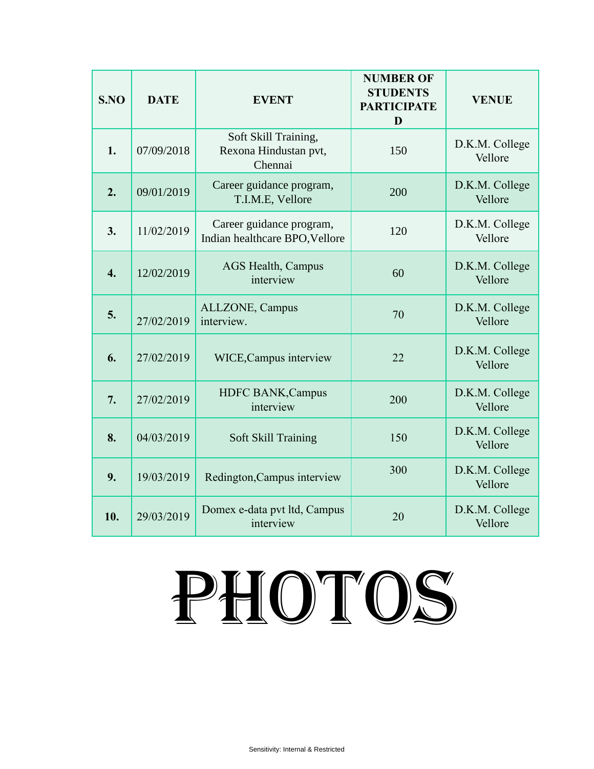| S.NO | DATE | EVENT | NUMBER OF STUDENTS PARTICIPATED | VENUE |
|---|---|---|---|---|
| **1.** | 07/09/2018 | Soft Skill Training, Rexona Hindustan pvt, Chennai | 150 | D.K.M. College Vellore |
| **2.** | 09/01/2019 | Career guidance program, T.I.M.E, Vellore | 200 | D.K.M. College Vellore |
| **3.** | 11/02/2019 | Career guidance program, Indian healthcare BPO,Vellore | 120 | D.K.M. College Vellore |
| **4.** | 12/02/2019 | AGS Health, Campus interview | 60 | D.K.M. College Vellore |
| **5.** | 27/02/2019 | ALLZONE, Campus interview. | 70 | D.K.M. College Vellore |
| **6.** | 27/02/2019 | WICE,Campus interview | 22 | D.K.M. College Vellore |
| **7.** | 27/02/2019 | HDFC BANK,Campus interview | 200 | D.K.M. College Vellore |
| **8.** | 04/03/2019 | Soft Skill Training | 150 | D.K.M. College Vellore |
| **9.** | 19/03/2019 | Redington,Campus interview | 300 | D.K.M. College Vellore |
| **10.** | 29/03/2019 | Domex e-data pvt ltd, Campus interview | 20 | D.K.M. College Vellore |

# PHOTOS

Sensitivity: Internal & Restricted